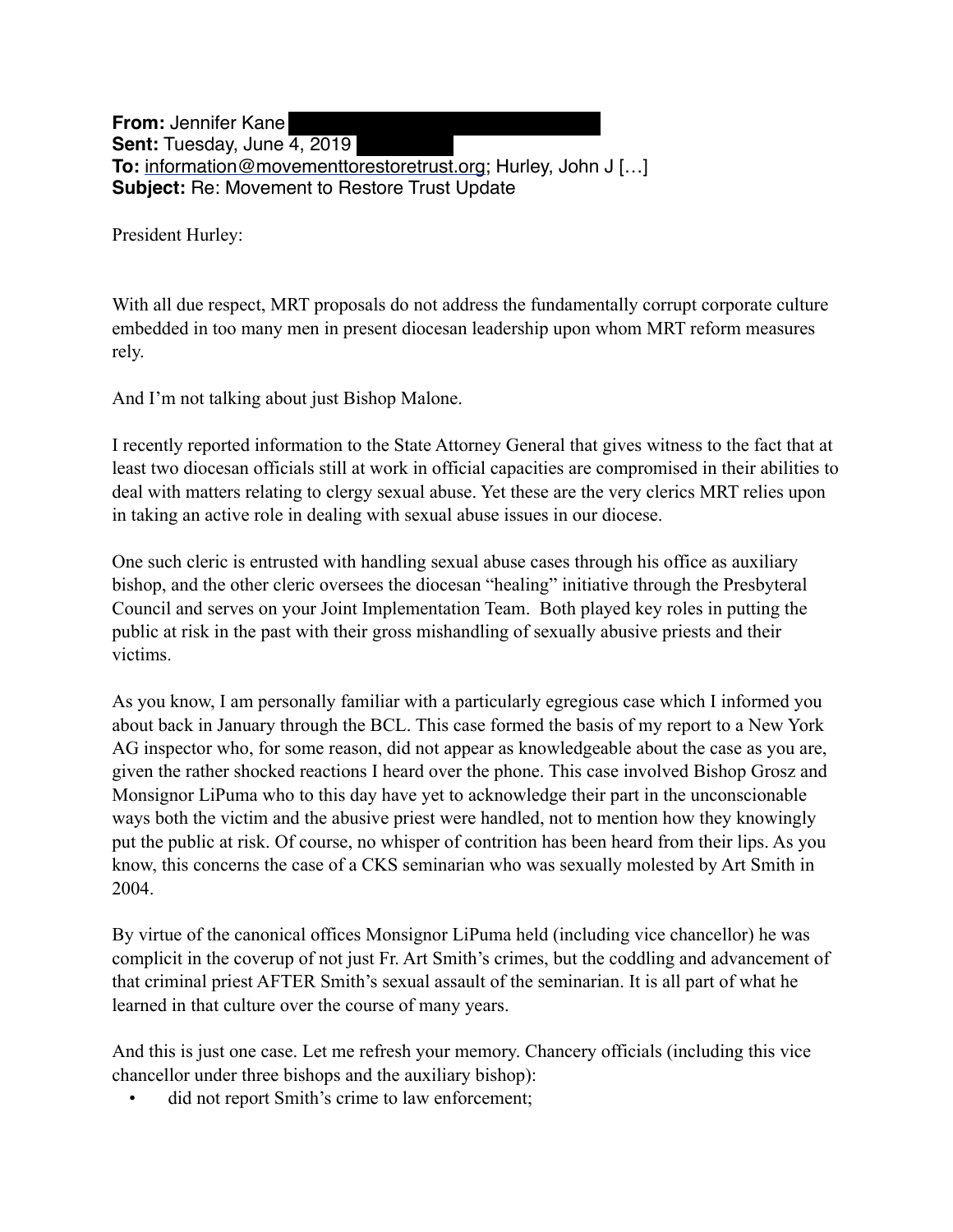**From:** Jennifer Kane
**Sent:** Tuesday, June 4, 2019
**To:** information@movementtorestoretrust.org; Hurley, John J […]
**Subject:** Re: Movement to Restore Trust Update

President Hurley:

With all due respect, MRT proposals do not address the fundamentally corrupt corporate culture embedded in too many men in present diocesan leadership upon whom MRT reform measures rely.

And I'm not talking about just Bishop Malone.

I recently reported information to the State Attorney General that gives witness to the fact that at least two diocesan officials still at work in official capacities are compromised in their abilities to deal with matters relating to clergy sexual abuse. Yet these are the very clerics MRT relies upon in taking an active role in dealing with sexual abuse issues in our diocese.

One such cleric is entrusted with handling sexual abuse cases through his office as auxiliary bishop, and the other cleric oversees the diocesan "healing" initiative through the Presbyteral Council and serves on your Joint Implementation Team. Both played key roles in putting the public at risk in the past with their gross mishandling of sexually abusive priests and their victims.

As you know, I am personally familiar with a particularly egregious case which I informed you about back in January through the BCL. This case formed the basis of my report to a New York AG inspector who, for some reason, did not appear as knowledgeable about the case as you are, given the rather shocked reactions I heard over the phone. This case involved Bishop Grosz and Monsignor LiPuma who to this day have yet to acknowledge their part in the unconscionable ways both the victim and the abusive priest were handled, not to mention how they knowingly put the public at risk. Of course, no whisper of contrition has been heard from their lips. As you know, this concerns the case of a CKS seminarian who was sexually molested by Art Smith in 2004.

By virtue of the canonical offices Monsignor LiPuma held (including vice chancellor) he was complicit in the coverup of not just Fr. Art Smith's crimes, but the coddling and advancement of that criminal priest AFTER Smith's sexual assault of the seminarian. It is all part of what he learned in that culture over the course of many years.

And this is just one case. Let me refresh your memory. Chancery officials (including this vice chancellor under three bishops and the auxiliary bishop):

- did not report Smith's crime to law enforcement;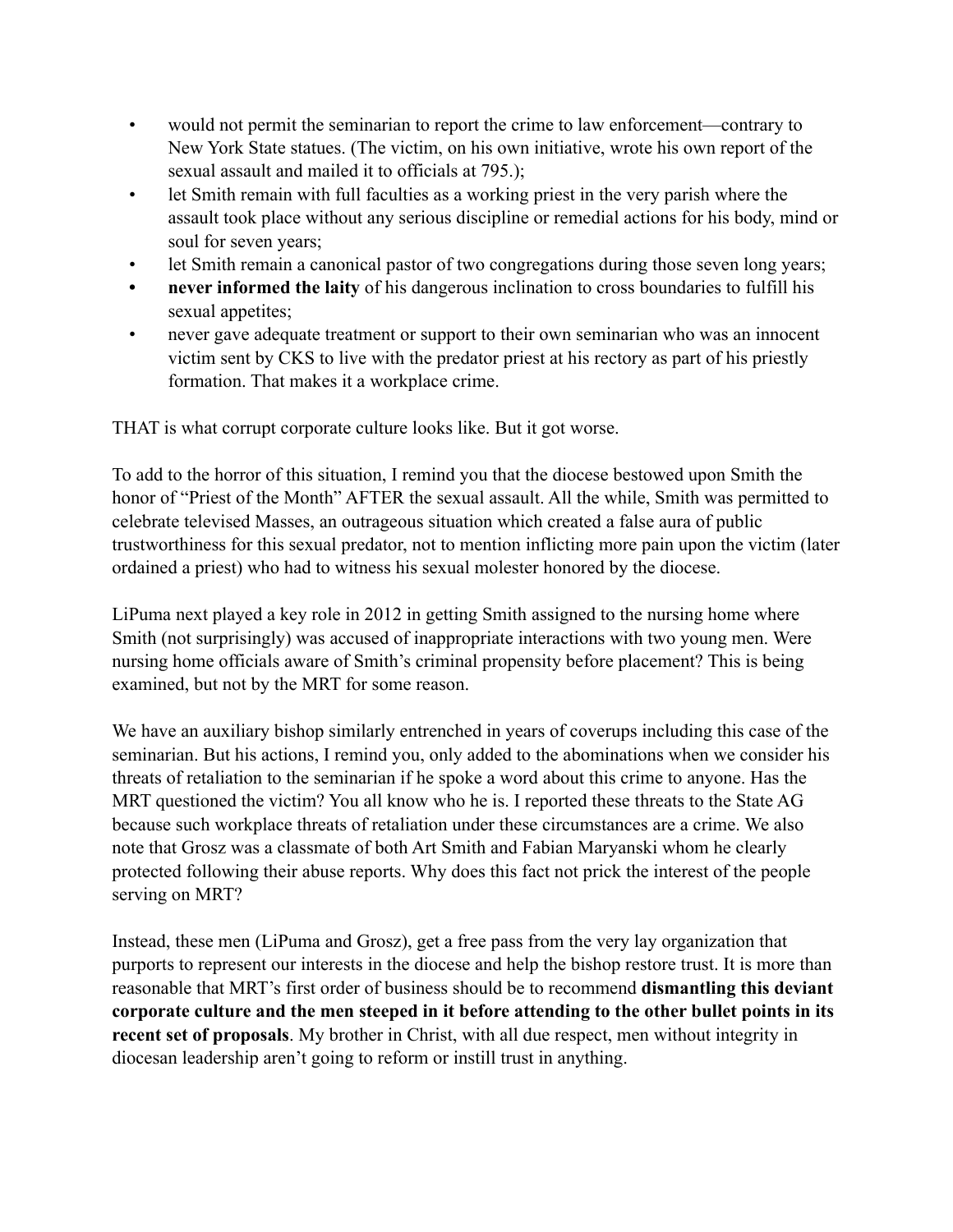- would not permit the seminarian to report the crime to law enforcement—contrary to New York State statues. (The victim, on his own initiative, wrote his own report of the sexual assault and mailed it to officials at 795.);
- let Smith remain with full faculties as a working priest in the very parish where the assault took place without any serious discipline or remedial actions for his body, mind or soul for seven years;
- let Smith remain a canonical pastor of two congregations during those seven long years;
- **never informed the laity** of his dangerous inclination to cross boundaries to fulfill his sexual appetites;
- never gave adequate treatment or support to their own seminarian who was an innocent victim sent by CKS to live with the predator priest at his rectory as part of his priestly formation. That makes it a workplace crime.

THAT is what corrupt corporate culture looks like. But it got worse.

To add to the horror of this situation, I remind you that the diocese bestowed upon Smith the honor of "Priest of the Month" AFTER the sexual assault. All the while, Smith was permitted to celebrate televised Masses, an outrageous situation which created a false aura of public trustworthiness for this sexual predator, not to mention inflicting more pain upon the victim (later ordained a priest) who had to witness his sexual molester honored by the diocese.

LiPuma next played a key role in 2012 in getting Smith assigned to the nursing home where Smith (not surprisingly) was accused of inappropriate interactions with two young men. Were nursing home officials aware of Smith's criminal propensity before placement? This is being examined, but not by the MRT for some reason.

We have an auxiliary bishop similarly entrenched in years of coverups including this case of the seminarian. But his actions, I remind you, only added to the abominations when we consider his threats of retaliation to the seminarian if he spoke a word about this crime to anyone. Has the MRT questioned the victim? You all know who he is. I reported these threats to the State AG because such workplace threats of retaliation under these circumstances are a crime. We also note that Grosz was a classmate of both Art Smith and Fabian Maryanski whom he clearly protected following their abuse reports. Why does this fact not prick the interest of the people serving on MRT?

Instead, these men (LiPuma and Grosz), get a free pass from the very lay organization that purports to represent our interests in the diocese and help the bishop restore trust. It is more than reasonable that MRT's first order of business should be to recommend **dismantling this deviant corporate culture and the men steeped in it before attending to the other bullet points in its recent set of proposals**. My brother in Christ, with all due respect, men without integrity in diocesan leadership aren't going to reform or instill trust in anything.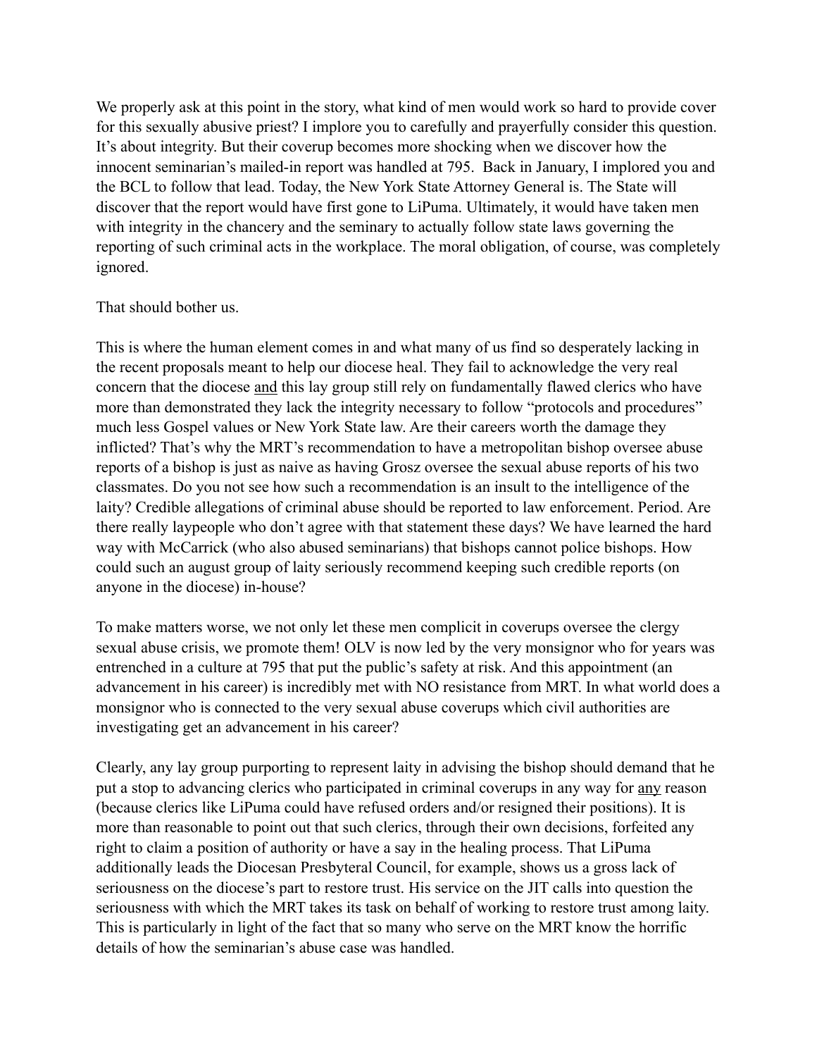We properly ask at this point in the story, what kind of men would work so hard to provide cover for this sexually abusive priest? I implore you to carefully and prayerfully consider this question. It's about integrity. But their coverup becomes more shocking when we discover how the innocent seminarian's mailed-in report was handled at 795. Back in January, I implored you and the BCL to follow that lead. Today, the New York State Attorney General is. The State will discover that the report would have first gone to LiPuma. Ultimately, it would have taken men with integrity in the chancery and the seminary to actually follow state laws governing the reporting of such criminal acts in the workplace. The moral obligation, of course, was completely ignored.

That should bother us.

This is where the human element comes in and what many of us find so desperately lacking in the recent proposals meant to help our diocese heal. They fail to acknowledge the very real concern that the diocese <u>and</u> this lay group still rely on fundamentally flawed clerics who have more than demonstrated they lack the integrity necessary to follow "protocols and procedures" much less Gospel values or New York State law. Are their careers worth the damage they inflicted? That's why the MRT's recommendation to have a metropolitan bishop oversee abuse reports of a bishop is just as naive as having Grosz oversee the sexual abuse reports of his two classmates. Do you not see how such a recommendation is an insult to the intelligence of the laity? Credible allegations of criminal abuse should be reported to law enforcement. Period. Are there really laypeople who don't agree with that statement these days? We have learned the hard way with McCarrick (who also abused seminarians) that bishops cannot police bishops. How could such an august group of laity seriously recommend keeping such credible reports (on anyone in the diocese) in-house?

To make matters worse, we not only let these men complicit in coverups oversee the clergy sexual abuse crisis, we promote them! OLV is now led by the very monsignor who for years was entrenched in a culture at 795 that put the public's safety at risk. And this appointment (an advancement in his career) is incredibly met with NO resistance from MRT. In what world does a monsignor who is connected to the very sexual abuse coverups which civil authorities are investigating get an advancement in his career?

Clearly, any lay group purporting to represent laity in advising the bishop should demand that he put a stop to advancing clerics who participated in criminal coverups in any way for <u>any</u> reason (because clerics like LiPuma could have refused orders and/or resigned their positions). It is more than reasonable to point out that such clerics, through their own decisions, forfeited any right to claim a position of authority or have a say in the healing process. That LiPuma additionally leads the Diocesan Presbyteral Council, for example, shows us a gross lack of seriousness on the diocese's part to restore trust. His service on the JIT calls into question the seriousness with which the MRT takes its task on behalf of working to restore trust among laity. This is particularly in light of the fact that so many who serve on the MRT know the horrific details of how the seminarian's abuse case was handled.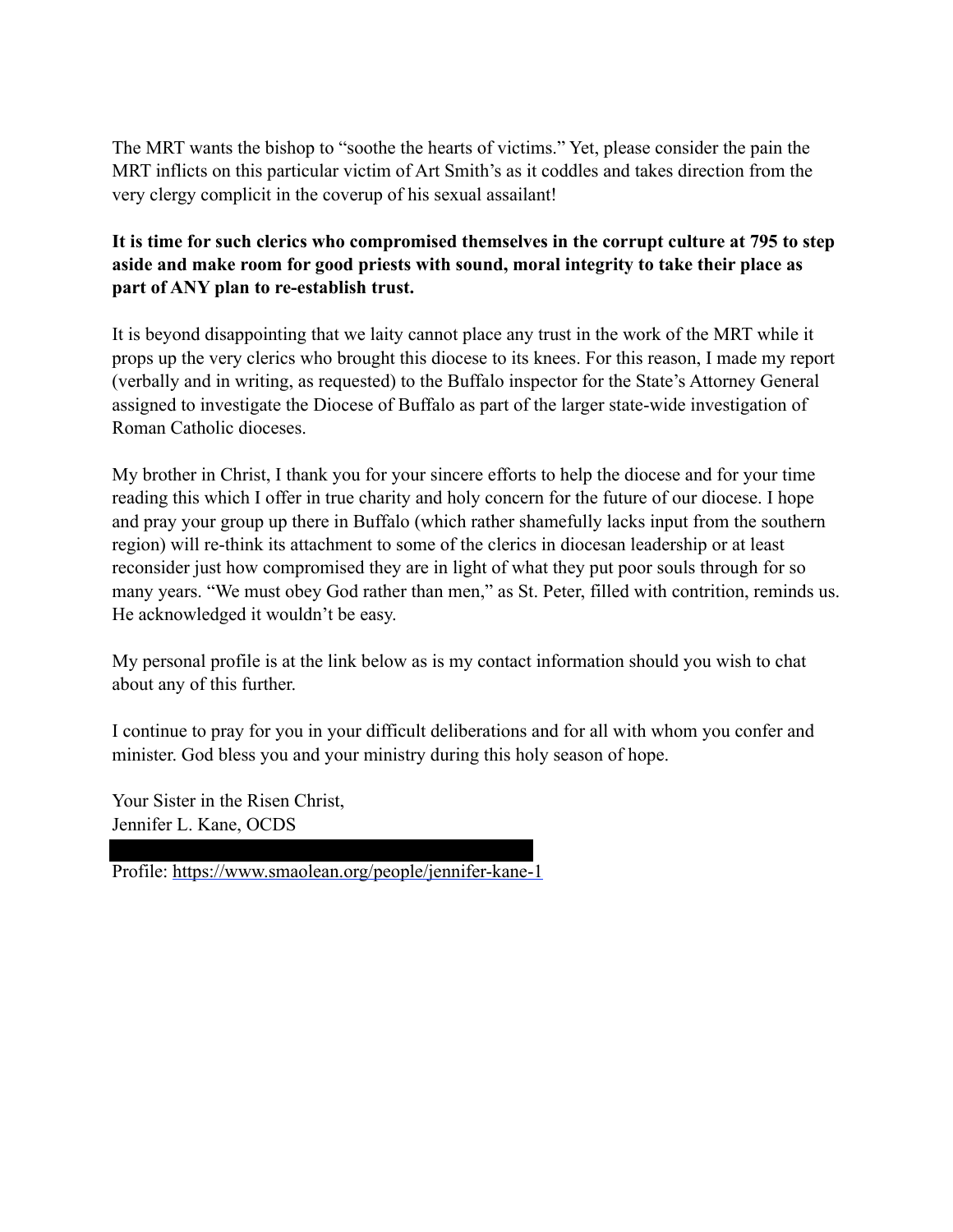The MRT wants the bishop to "soothe the hearts of victims." Yet, please consider the pain the MRT inflicts on this particular victim of Art Smith's as it coddles and takes direction from the very clergy complicit in the coverup of his sexual assailant!

**It is time for such clerics who compromised themselves in the corrupt culture at 795 to step aside and make room for good priests with sound, moral integrity to take their place as part of ANY plan to re-establish trust.**

It is beyond disappointing that we laity cannot place any trust in the work of the MRT while it props up the very clerics who brought this diocese to its knees. For this reason, I made my report (verbally and in writing, as requested) to the Buffalo inspector for the State's Attorney General assigned to investigate the Diocese of Buffalo as part of the larger state-wide investigation of Roman Catholic dioceses.

My brother in Christ, I thank you for your sincere efforts to help the diocese and for your time reading this which I offer in true charity and holy concern for the future of our diocese. I hope and pray your group up there in Buffalo (which rather shamefully lacks input from the southern region) will re-think its attachment to some of the clerics in diocesan leadership or at least reconsider just how compromised they are in light of what they put poor souls through for so many years. "We must obey God rather than men," as St. Peter, filled with contrition, reminds us. He acknowledged it wouldn't be easy.

My personal profile is at the link below as is my contact information should you wish to chat about any of this further.

I continue to pray for you in your difficult deliberations and for all with whom you confer and minister. God bless you and your ministry during this holy season of hope.

Your Sister in the Risen Christ,
Jennifer L. Kane, OCDS

Profile: https://www.smaolean.org/people/jennifer-kane-1